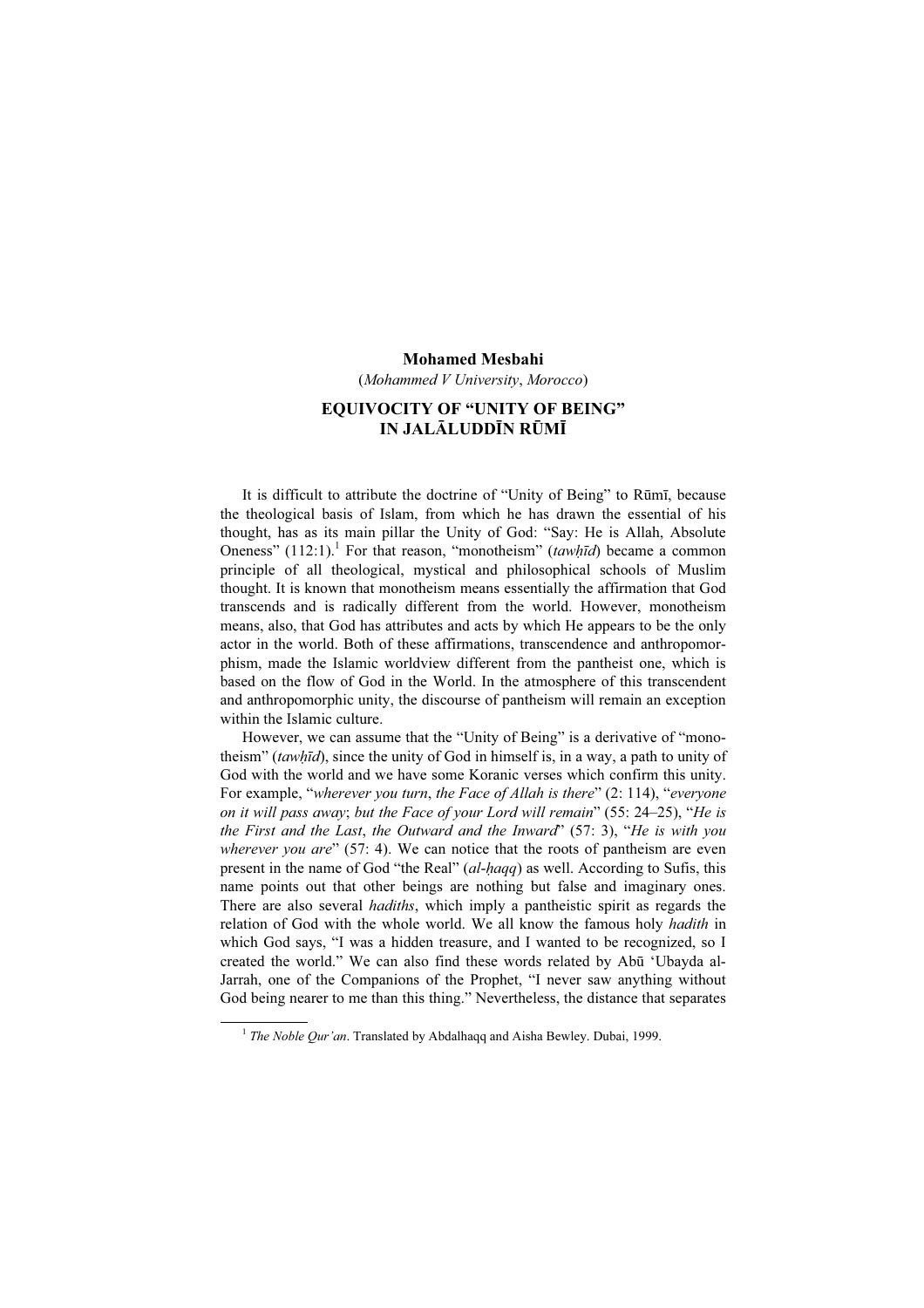**Mohamed Mesbahi**

(*Mohammed V University*, *Morocco*)

# EQUIVOCITY OF "UNITY OF BEING" IN JALĀLUDDĪN RŪMĪ

It is difficult to attribute the doctrine of "Unity of Being" to Rūmī, because the theological basis of Islam, from which he has drawn the essential of his thought, has as its main pillar the Unity of God: "Say: He is Allah, Absolute Oneness" (112:1).[1] For that reason, "monotheism" (*tawḥīd*) became a common principle of all theological, mystical and philosophical schools of Muslim thought. It is known that monotheism means essentially the affirmation that God transcends and is radically different from the world. However, monotheism means, also, that God has attributes and acts by which He appears to be the only actor in the world. Both of these affirmations, transcendence and anthropomorphism, made the Islamic worldview different from the pantheist one, which is based on the flow of God in the World. In the atmosphere of this transcendent and anthropomorphic unity, the discourse of pantheism will remain an exception within the Islamic culture.

However, we can assume that the "Unity of Being" is a derivative of "monotheism" (*tawḥīd*), since the unity of God in himself is, in a way, a path to unity of God with the world and we have some Koranic verses which confirm this unity. For example, "*wherever you turn*, *the Face of Allah is there*" (2: 114), "*everyone on it will pass away*; *but the Face of your Lord will remain*" (55: 24–25), "*He is the First and the Last*, *the Outward and the Inward*" (57: 3), "*He is with you wherever you are*" (57: 4). We can notice that the roots of pantheism are even present in the name of God "the Real" (*al-ḥaqq*) as well. According to Sufis, this name points out that other beings are nothing but false and imaginary ones. There are also several *hadiths*, which imply a pantheistic spirit as regards the relation of God with the whole world. We all know the famous holy *hadith* in which God says, "I was a hidden treasure, and I wanted to be recognized, so I created the world." We can also find these words related by Abū 'Ubayda al-Jarrah, one of the Companions of the Prophet, "I never saw anything without God being nearer to me than this thing." Nevertheless, the distance that separates

---

[1] *The Noble Qur'an*. Translated by Abdalhaqq and Aisha Bewley. Dubai, 1999.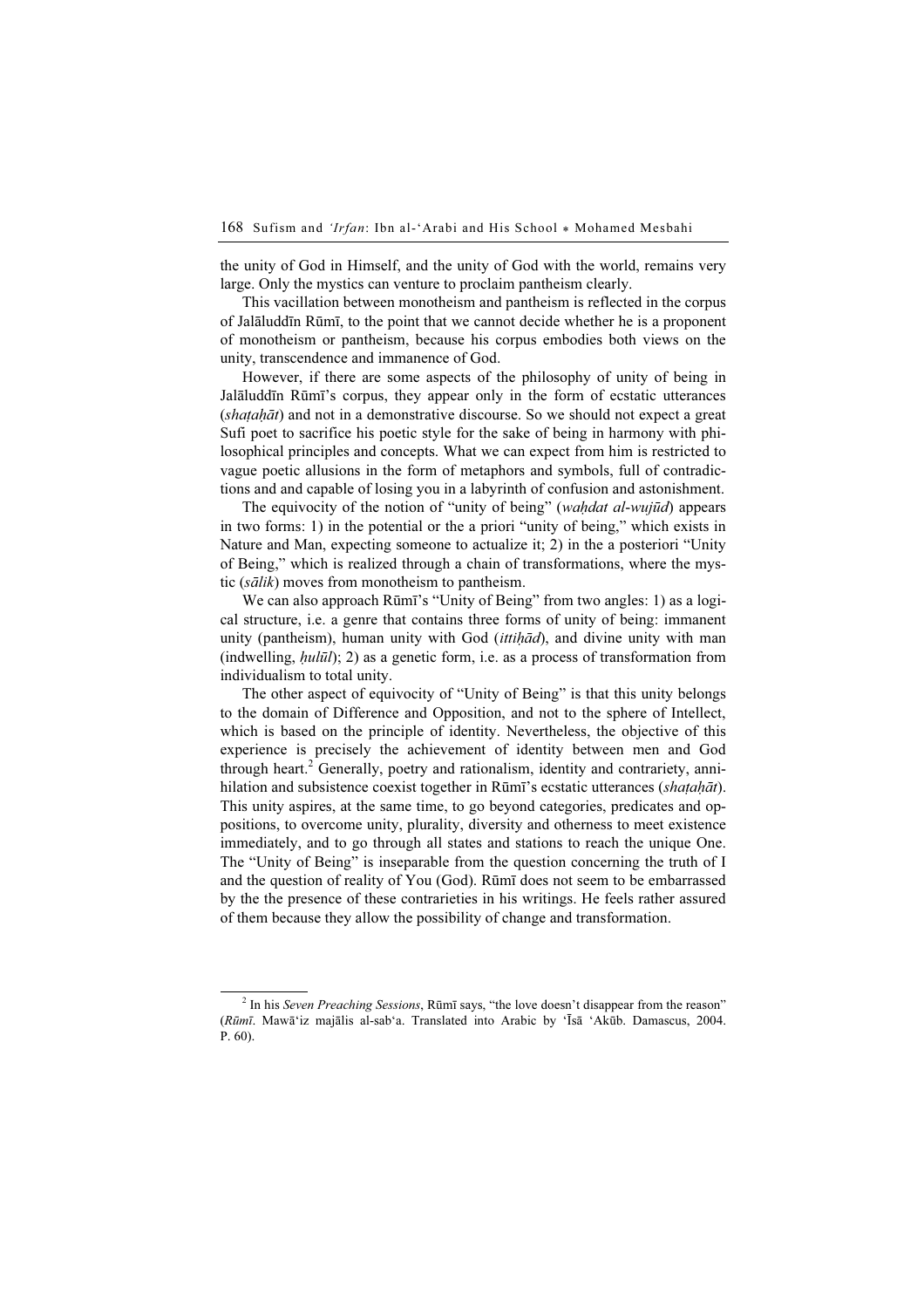the unity of God in Himself, and the unity of God with the world, remains very large. Only the mystics can venture to proclaim pantheism clearly.

This vacillation between monotheism and pantheism is reflected in the corpus of Jalāluddīn Rūmī, to the point that we cannot decide whether he is a proponent of monotheism or pantheism, because his corpus embodies both views on the unity, transcendence and immanence of God.

However, if there are some aspects of the philosophy of unity of being in Jalāluddīn Rūmī's corpus, they appear only in the form of ecstatic utterances (*shaṭaḥāt*) and not in a demonstrative discourse. So we should not expect a great Sufi poet to sacrifice his poetic style for the sake of being in harmony with philosophical principles and concepts. What we can expect from him is restricted to vague poetic allusions in the form of metaphors and symbols, full of contradictions and and capable of losing you in a labyrinth of confusion and astonishment.

The equivocity of the notion of "unity of being" (*waḥdat al-wujūd*) appears in two forms: 1) in the potential or the a priori "unity of being," which exists in Nature and Man, expecting someone to actualize it; 2) in the a posteriori "Unity of Being," which is realized through a chain of transformations, where the mystic (*sālik*) moves from monotheism to pantheism.

We can also approach Rūmī's "Unity of Being" from two angles: 1) as a logical structure, i.e. a genre that contains three forms of unity of being: immanent unity (pantheism), human unity with God (*ittiḥād*), and divine unity with man (indwelling, *ḥulūl*); 2) as a genetic form, i.e. as a process of transformation from individualism to total unity.

The other aspect of equivocity of "Unity of Being" is that this unity belongs to the domain of Difference and Opposition, and not to the sphere of Intellect, which is based on the principle of identity. Nevertheless, the objective of this experience is precisely the achievement of identity between men and God through heart.[2] Generally, poetry and rationalism, identity and contrariety, annihilation and subsistence coexist together in Rūmī's ecstatic utterances (*shaṭaḥāt*). This unity aspires, at the same time, to go beyond categories, predicates and oppositions, to overcome unity, plurality, diversity and otherness to meet existence immediately, and to go through all states and stations to reach the unique One. The "Unity of Being" is inseparable from the question concerning the truth of I and the question of reality of You (God). Rūmī does not seem to be embarrassed by the the presence of these contrarieties in his writings. He feels rather assured of them because they allow the possibility of change and transformation.

---

[2] In his *Seven Preaching Sessions*, Rūmī says, "the love doesn't disappear from the reason" (*Rūmī*. Mawā'iz majālis al-sab'a. Translated into Arabic by 'Īsā 'Akūb. Damascus, 2004. P. 60).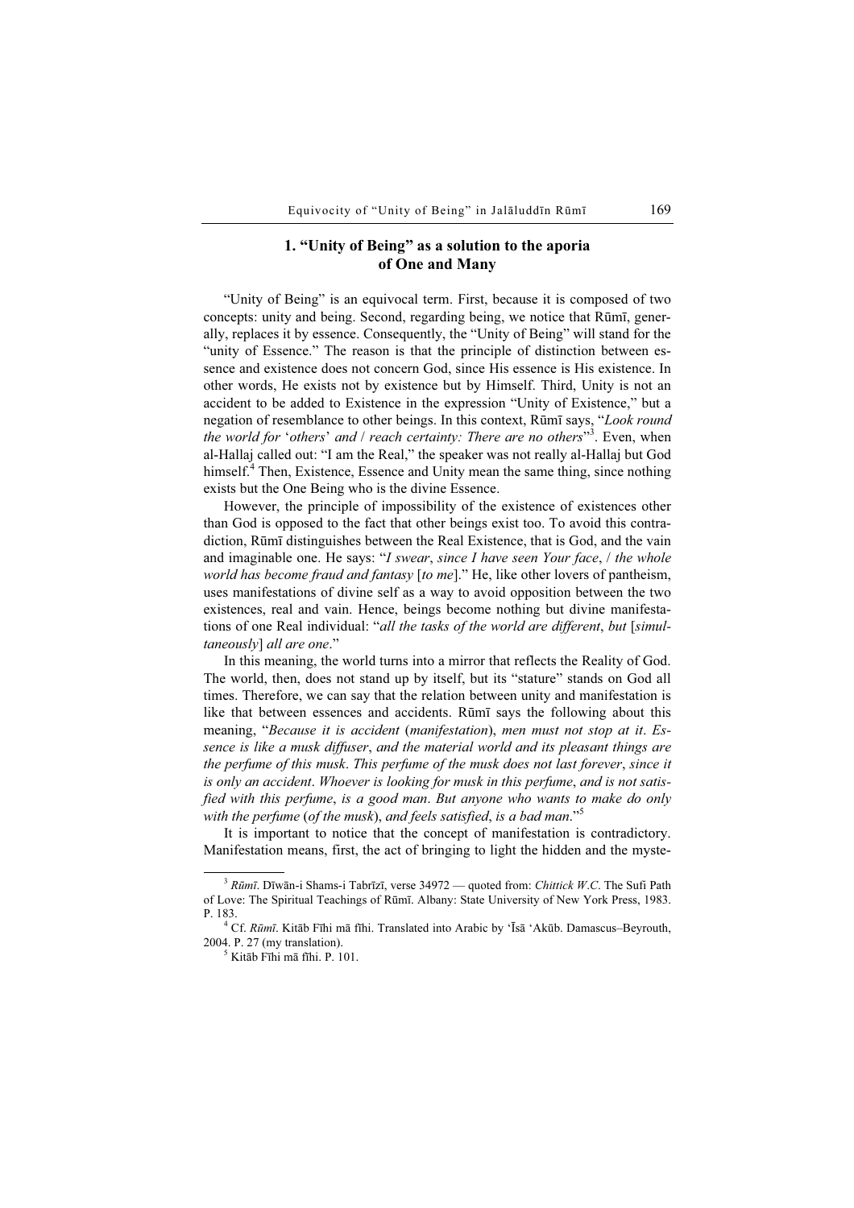## 1. "Unity of Being" as a solution to the aporia of One and Many

"Unity of Being" is an equivocal term. First, because it is composed of two concepts: unity and being. Second, regarding being, we notice that Rūmī, generally, replaces it by essence. Consequently, the "Unity of Being" will stand for the "unity of Essence." The reason is that the principle of distinction between essence and existence does not concern God, since His essence is His existence. In other words, He exists not by existence but by Himself. Third, Unity is not an accident to be added to Existence in the expression "Unity of Existence," but a negation of resemblance to other beings. In this context, Rūmī says, "*Look round the world for* '*others*' *and* / *reach certainty: There are no others*"[3]. Even, when al-Hallaj called out: "I am the Real," the speaker was not really al-Hallaj but God himself.[4] Then, Existence, Essence and Unity mean the same thing, since nothing exists but the One Being who is the divine Essence.

However, the principle of impossibility of the existence of existences other than God is opposed to the fact that other beings exist too. To avoid this contradiction, Rūmī distinguishes between the Real Existence, that is God, and the vain and imaginable one. He says: "*I swear*, *since I have seen Your face*, / *the whole world has become fraud and fantasy* [*to me*]." He, like other lovers of pantheism, uses manifestations of divine self as a way to avoid opposition between the two existences, real and vain. Hence, beings become nothing but divine manifestations of one Real individual: "*all the tasks of the world are different*, *but* [*simultaneously*] *all are one*."

In this meaning, the world turns into a mirror that reflects the Reality of God. The world, then, does not stand up by itself, but its "stature" stands on God all times. Therefore, we can say that the relation between unity and manifestation is like that between essences and accidents. Rūmī says the following about this meaning, "*Because it is accident* (*manifestation*), *men must not stop at it*. *Essence is like a musk diffuser*, *and the material world and its pleasant things are the perfume of this musk*. *This perfume of the musk does not last forever*, *since it is only an accident*. *Whoever is looking for musk in this perfume*, *and is not satisfied with this perfume*, *is a good man*. *But anyone who wants to make do only with the perfume* (*of the musk*), *and feels satisfied*, *is a bad man*."[5]

It is important to notice that the concept of manifestation is contradictory. Manifestation means, first, the act of bringing to light the hidden and the myste-

---

[3] *Rūmī*. Dīwān-i Shams-i Tabrīzī, verse 34972 — quoted from: *Chittick W.C*. The Sufi Path of Love: The Spiritual Teachings of Rūmī. Albany: State University of New York Press, 1983. P. 183.

[4] Cf. *Rūmī*. Kitāb Fīhi mā fīhi. Translated into Arabic by 'Īsā 'Akūb. Damascus–Beyrouth, 2004. P. 27 (my translation).

[5] Kitāb Fīhi mā fīhi. P. 101.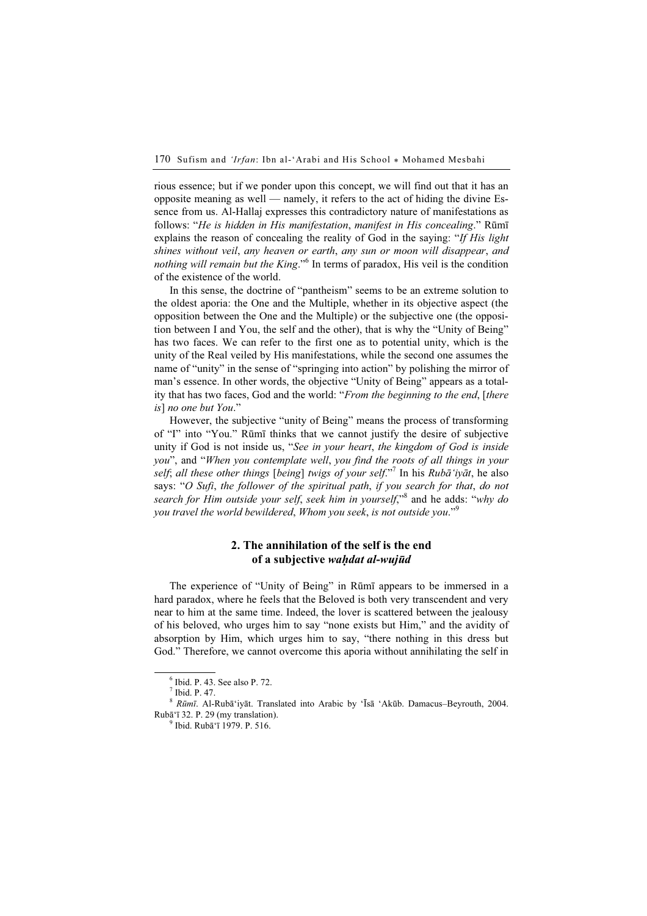rious essence; but if we ponder upon this concept, we will find out that it has an opposite meaning as well — namely, it refers to the act of hiding the divine Essence from us. Al-Hallaj expresses this contradictory nature of manifestations as follows: "*He is hidden in His manifestation*, *manifest in His concealing*." Rūmī explains the reason of concealing the reality of God in the saying: "*If His light shines without veil*, *any heaven or earth*, *any sun or moon will disappear*, *and nothing will remain but the King*."[6] In terms of paradox, His veil is the condition of the existence of the world.

In this sense, the doctrine of "pantheism" seems to be an extreme solution to the oldest aporia: the One and the Multiple, whether in its objective aspect (the opposition between the One and the Multiple) or the subjective one (the opposition between I and You, the self and the other), that is why the "Unity of Being" has two faces. We can refer to the first one as to potential unity, which is the unity of the Real veiled by His manifestations, while the second one assumes the name of "unity" in the sense of "springing into action" by polishing the mirror of man's essence. In other words, the objective "Unity of Being" appears as a totality that has two faces, God and the world: "*From the beginning to the end*, [*there is*] *no one but You*."

However, the subjective "unity of Being" means the process of transforming of "I" into "You." Rūmī thinks that we cannot justify the desire of subjective unity if God is not inside us, "*See in your heart*, *the kingdom of God is inside you*", and "*When you contemplate well*, *you find the roots of all things in your self*; *all these other things* [*being*] *twigs of your self*."[7] In his *Rubā'iyāt*, he also says: "*O Sufi*, *the follower of the spiritual path*, *if you search for that*, *do not search for Him outside your self*, *seek him in yourself*,"[8] and he adds: "*why do you travel the world bewildered*, *Whom you seek*, *is not outside you*."[9]

## 2. The annihilation of the self is the end of a subjective *waḥdat al-wujūd*

The experience of "Unity of Being" in Rūmī appears to be immersed in a hard paradox, where he feels that the Beloved is both very transcendent and very near to him at the same time. Indeed, the lover is scattered between the jealousy of his beloved, who urges him to say "none exists but Him," and the avidity of absorption by Him, which urges him to say, "there nothing in this dress but God." Therefore, we cannot overcome this aporia without annihilating the self in

---

[6] Ibid. P. 43. See also P. 72.

[7] Ibid. P. 47.

[8] *Rūmī*. Al-Rubā'iyāt. Translated into Arabic by 'Īsā 'Akūb. Damacus–Beyrouth, 2004. Rubā'ī 32. P. 29 (my translation).

[9] Ibid. Rubā'ī 1979. P. 516.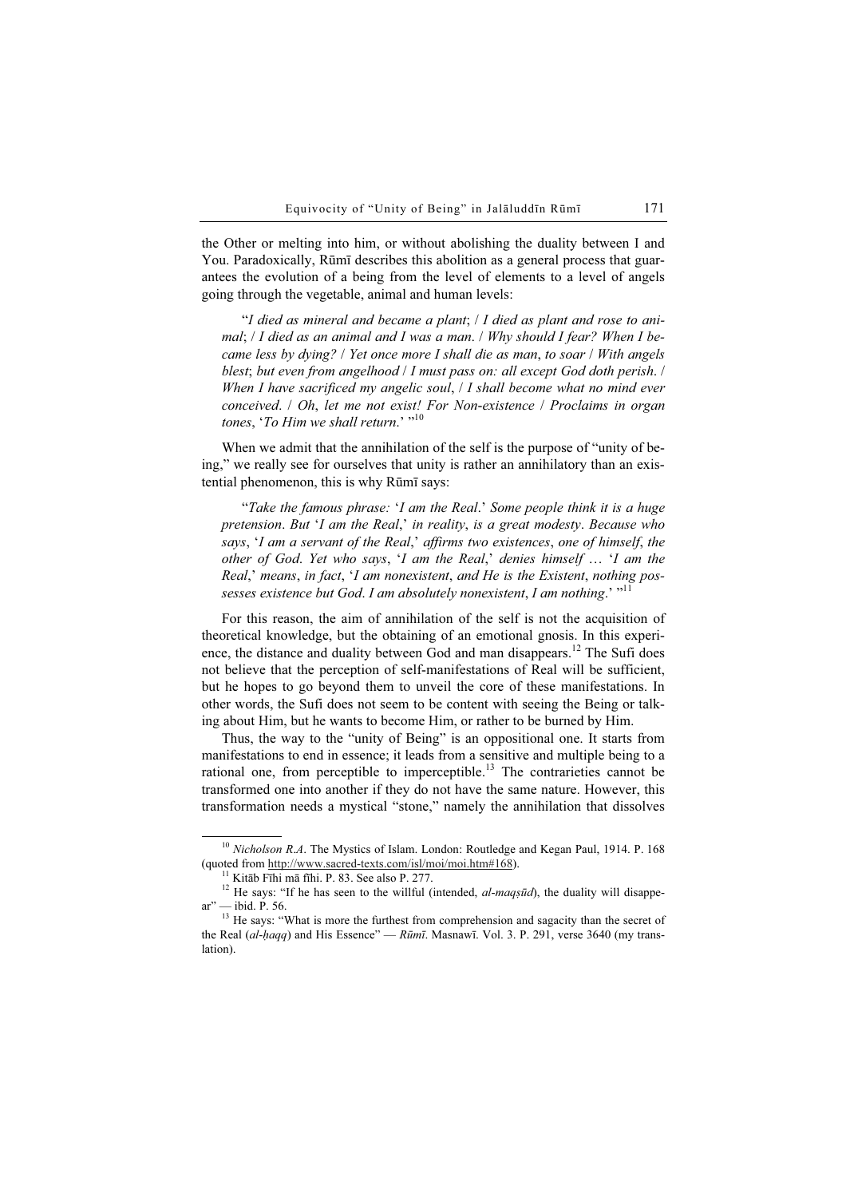the Other or melting into him, or without abolishing the duality between I and You. Paradoxically, Rūmī describes this abolition as a general process that guarantees the evolution of a being from the level of elements to a level of angels going through the vegetable, animal and human levels:

"*I died as mineral and became a plant*; / *I died as plant and rose to animal*; / *I died as an animal and I was a man*. / *Why should I fear? When I became less by dying?* / *Yet once more I shall die as man*, *to soar* / *With angels blest*; *but even from angelhood* / *I must pass on: all except God doth perish*. / *When I have sacrificed my angelic soul*, / *I shall become what no mind ever conceived*. / *Oh*, *let me not exist! For Non-existence* / *Proclaims in organ tones*, '*To Him we shall return*.' "[10]

When we admit that the annihilation of the self is the purpose of "unity of being," we really see for ourselves that unity is rather an annihilatory than an existential phenomenon, this is why Rūmī says:

"*Take the famous phrase:* '*I am the Real*.' *Some people think it is a huge pretension*. *But* '*I am the Real*,' *in reality*, *is a great modesty*. *Because who says*, '*I am a servant of the Real*,' *affirms two existences*, *one of himself*, *the other of God*. *Yet who says*, '*I am the Real*,' *denies himself* … '*I am the Real*,' *means*, *in fact*, '*I am nonexistent*, *and He is the Existent*, *nothing possesses existence but God*. *I am absolutely nonexistent*, *I am nothing*.' "[11]

For this reason, the aim of annihilation of the self is not the acquisition of theoretical knowledge, but the obtaining of an emotional gnosis. In this experience, the distance and duality between God and man disappears.[12] The Sufi does not believe that the perception of self-manifestations of Real will be sufficient, but he hopes to go beyond them to unveil the core of these manifestations. In other words, the Sufi does not seem to be content with seeing the Being or talking about Him, but he wants to become Him, or rather to be burned by Him.

Thus, the way to the "unity of Being" is an oppositional one. It starts from manifestations to end in essence; it leads from a sensitive and multiple being to a rational one, from perceptible to imperceptible.[13] The contrarieties cannot be transformed one into another if they do not have the same nature. However, this transformation needs a mystical "stone," namely the annihilation that dissolves

---

[10] *Nicholson R.A*. The Mystics of Islam. London: Routledge and Kegan Paul, 1914. P. 168 (quoted from http://www.sacred-texts.com/isl/moi/moi.htm#168).

[11] Kitāb Fīhi mā fīhi. P. 83. See also P. 277.

[12] He says: "If he has seen to the willful (intended, *al-maqṣūd*), the duality will disappear" — ibid. P. 56.

[13] He says: "What is more the furthest from comprehension and sagacity than the secret of the Real (*al-ḥaqq*) and His Essence" — *Rūmī*. Masnawī. Vol. 3. P. 291, verse 3640 (my translation).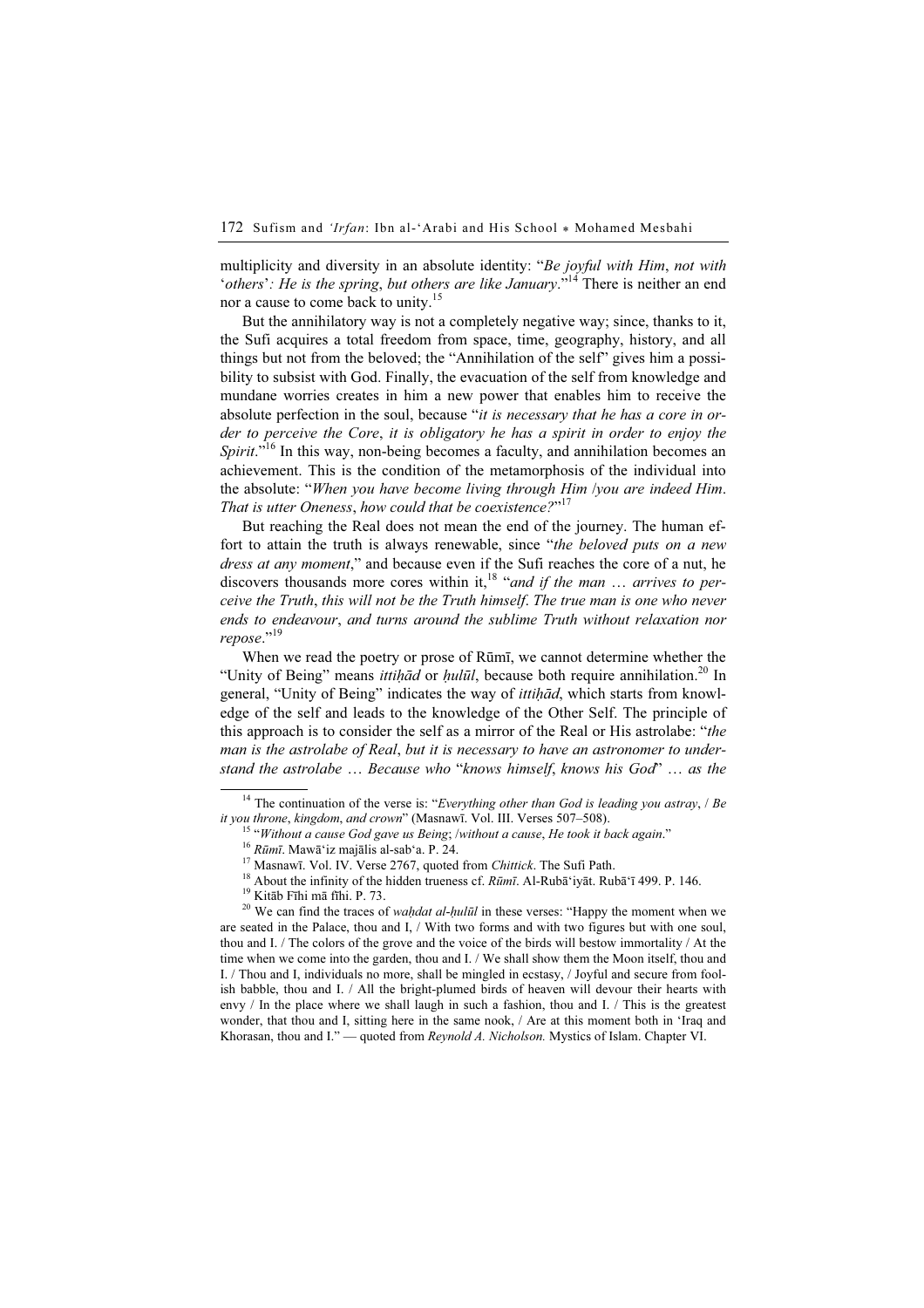multiplicity and diversity in an absolute identity: "*Be joyful with Him*, *not with* '*others*'*: He is the spring*, *but others are like January*."[14] There is neither an end nor a cause to come back to unity.[15]

But the annihilatory way is not a completely negative way; since, thanks to it, the Sufi acquires a total freedom from space, time, geography, history, and all things but not from the beloved; the "Annihilation of the self" gives him a possibility to subsist with God. Finally, the evacuation of the self from knowledge and mundane worries creates in him a new power that enables him to receive the absolute perfection in the soul, because "*it is necessary that he has a core in order to perceive the Core*, *it is obligatory he has a spirit in order to enjoy the Spirit*."[16] In this way, non-being becomes a faculty, and annihilation becomes an achievement. This is the condition of the metamorphosis of the individual into the absolute: "*When you have become living through Him* /*you are indeed Him*. *That is utter Oneness*, *how could that be coexistence?*"[17]

But reaching the Real does not mean the end of the journey. The human effort to attain the truth is always renewable, since "*the beloved puts on a new dress at any moment*," and because even if the Sufi reaches the core of a nut, he discovers thousands more cores within it,[18] "*and if the man … arrives to perceive the Truth*, *this will not be the Truth himself*. *The true man is one who never ends to endeavour*, *and turns around the sublime Truth without relaxation nor repose*."[19]

When we read the poetry or prose of Rūmī, we cannot determine whether the "Unity of Being" means *ittiḥād* or *ḥulūl*, because both require annihilation.[20] In general, "Unity of Being" indicates the way of *ittiḥād*, which starts from knowledge of the self and leads to the knowledge of the Other Self. The principle of this approach is to consider the self as a mirror of the Real or His astrolabe: "*the man is the astrolabe of Real*, *but it is necessary to have an astronomer to understand the astrolabe … Because who* "*knows himself*, *knows his God*" *… as the*

---

[14] The continuation of the verse is: "*Everything other than God is leading you astray*, / *Be it you throne*, *kingdom*, *and crown*" (Masnawī. Vol. III. Verses 507–508).

[15] "*Without a cause God gave us Being*; /*without a cause*, *He took it back again*."

[16] *Rūmī*. Mawā'iz majālis al-sab'a. P. 24.

[17] Masnawī. Vol. IV. Verse 2767, quoted from *Chittick*. The Sufi Path.

[18] About the infinity of the hidden trueness cf. *Rūmī*. Al-Rubā'iyāt. Rubā'ī 499. P. 146.

[19] Kitāb Fīhi mā fīhi. P. 73.

[20] We can find the traces of *waḥdat al-ḥulūl* in these verses: "Happy the moment when we are seated in the Palace, thou and I, / With two forms and with two figures but with one soul, thou and I. / The colors of the grove and the voice of the birds will bestow immortality / At the time when we come into the garden, thou and I. / We shall show them the Moon itself, thou and I. / Thou and I, individuals no more, shall be mingled in ecstasy, / Joyful and secure from foolish babble, thou and I. / All the bright-plumed birds of heaven will devour their hearts with envy / In the place where we shall laugh in such a fashion, thou and I. / This is the greatest wonder, that thou and I, sitting here in the same nook, / Are at this moment both in 'Iraq and Khorasan, thou and I." — quoted from *Reynold A. Nicholson.* Mystics of Islam. Chapter VI.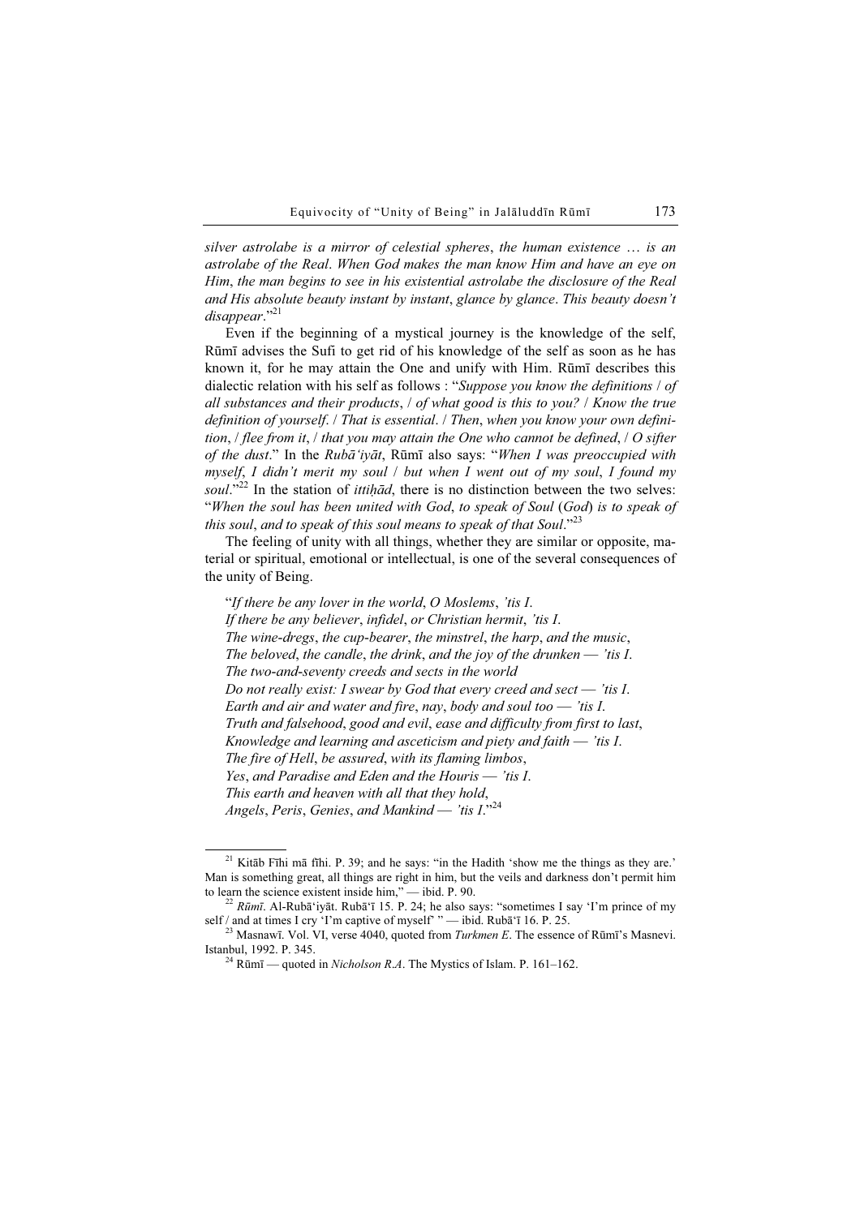*silver astrolabe is a mirror of celestial spheres, the human existence … is an astrolabe of the Real. When God makes the man know Him and have an eye on Him, the man begins to see in his existential astrolabe the disclosure of the Real and His absolute beauty instant by instant, glance by glance. This beauty doesn't disappear.*"[21]

Even if the beginning of a mystical journey is the knowledge of the self, Rūmī advises the Sufi to get rid of his knowledge of the self as soon as he has known it, for he may attain the One and unify with Him. Rūmī describes this dialectic relation with his self as follows : "*Suppose you know the definitions / of all substances and their products, / of what good is this to you? / Know the true definition of yourself. / That is essential. / Then, when you know your own definition, / flee from it, / that you may attain the One who cannot be defined, / O sifter of the dust.*" In the *Rubāʿiyāt*, Rūmī also says: "*When I was preoccupied with myself, I didn't merit my soul / but when I went out of my soul, I found my soul.*"[22] In the station of *ittiḥād*, there is no distinction between the two selves: "*When the soul has been united with God, to speak of Soul (God) is to speak of this soul, and to speak of this soul means to speak of that Soul.*"[23]

The feeling of unity with all things, whether they are similar or opposite, material or spiritual, emotional or intellectual, is one of the several consequences of the unity of Being.

> "*If there be any lover in the world, O Moslems, 'tis I.*
> *If there be any believer, infidel, or Christian hermit, 'tis I.*
> *The wine-dregs, the cup-bearer, the minstrel, the harp, and the music,*
> *The beloved, the candle, the drink, and the joy of the drunken — 'tis I.*
> *The two-and-seventy creeds and sects in the world*
> *Do not really exist: I swear by God that every creed and sect — 'tis I.*
> *Earth and air and water and fire, nay, body and soul too — 'tis I.*
> *Truth and falsehood, good and evil, ease and difficulty from first to last,*
> *Knowledge and learning and asceticism and piety and faith — 'tis I.*
> *The fire of Hell, be assured, with its flaming limbos,*
> *Yes, and Paradise and Eden and the Houris — 'tis I.*
> *This earth and heaven with all that they hold,*
> *Angels, Peris, Genies, and Mankind — 'tis I.*"[24]

---

[21] Kitāb Fīhi mā fīhi. P. 39; and he says: "in the Hadith 'show me the things as they are.' Man is something great, all things are right in him, but the veils and darkness don't permit him to learn the science existent inside him," — ibid. P. 90.

[22] *Rūmī*. Al-Rubāʿiyāt. Rubāʿī 15. P. 24; he also says: "sometimes I say 'I'm prince of my self / and at times I cry 'I'm captive of myself' " — ibid. Rubāʿī 16. P. 25.

[23] Masnawī. Vol. VI, verse 4040, quoted from *Turkmen E*. The essence of Rūmī's Masnevi. Istanbul, 1992. P. 345.

[24] Rūmī — quoted in *Nicholson R.A*. The Mystics of Islam. P. 161–162.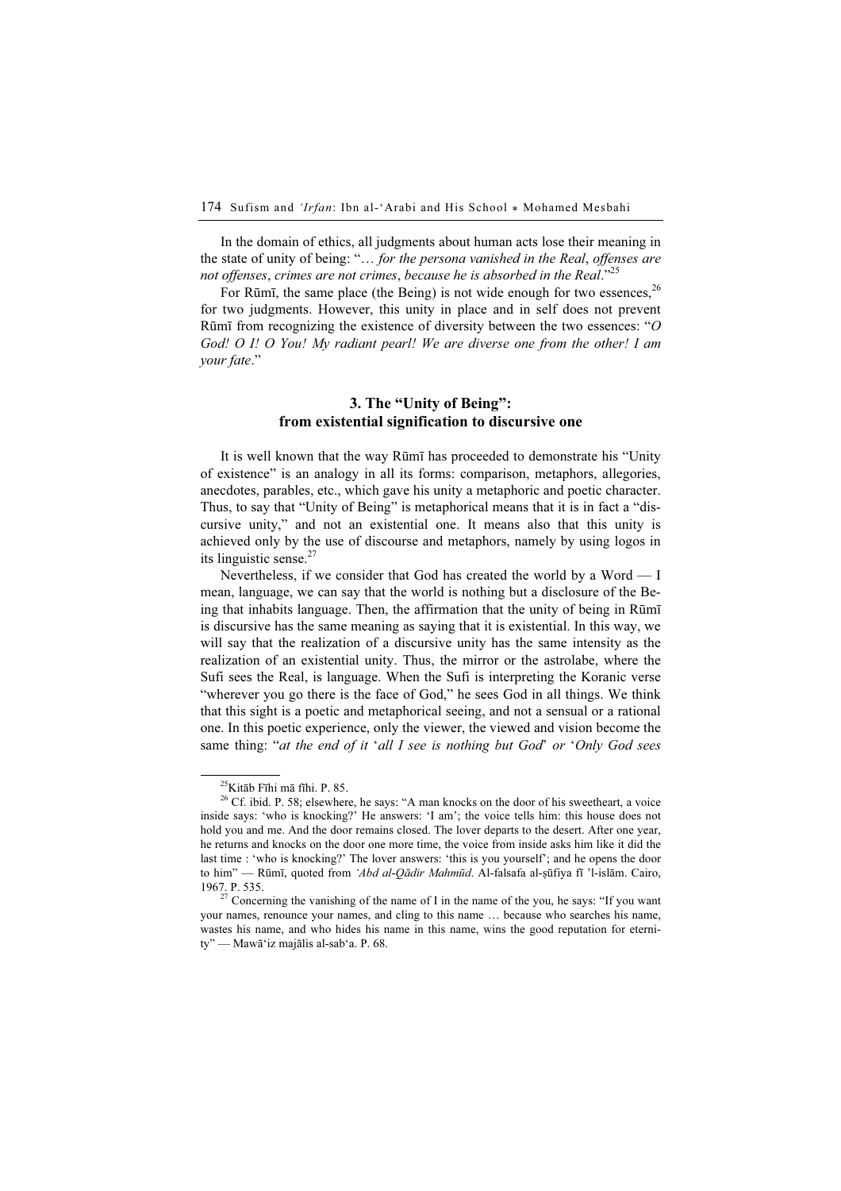In the domain of ethics, all judgments about human acts lose their meaning in the state of unity of being: "… *for the persona vanished in the Real*, *offenses are not offenses*, *crimes are not crimes*, *because he is absorbed in the Real*."[25]

For Rūmī, the same place (the Being) is not wide enough for two essences,[26] for two judgments. However, this unity in place and in self does not prevent Rūmī from recognizing the existence of diversity between the two essences: "*O God! O I! O You! My radiant pearl! We are diverse one from the other! I am your fate*."

### 3. The "Unity of Being": from existential signification to discursive one

It is well known that the way Rūmī has proceeded to demonstrate his "Unity of existence" is an analogy in all its forms: comparison, metaphors, allegories, anecdotes, parables, etc., which gave his unity a metaphoric and poetic character. Thus, to say that "Unity of Being" is metaphorical means that it is in fact a "discursive unity," and not an existential one. It means also that this unity is achieved only by the use of discourse and metaphors, namely by using logos in its linguistic sense.[27]

Nevertheless, if we consider that God has created the world by a Word — I mean, language, we can say that the world is nothing but a disclosure of the Being that inhabits language. Then, the affirmation that the unity of being in Rūmī is discursive has the same meaning as saying that it is existential. In this way, we will say that the realization of a discursive unity has the same intensity as the realization of an existential unity. Thus, the mirror or the astrolabe, where the Sufi sees the Real, is language. When the Sufi is interpreting the Koranic verse "wherever you go there is the face of God," he sees God in all things. We think that this sight is a poetic and metaphorical seeing, and not a sensual or a rational one. In this poetic experience, only the viewer, the viewed and vision become the same thing: "*at the end of it* '*all I see is nothing but God*' *or* '*Only God sees*

---

[25] Kitāb Fīhi mā fīhi. P. 85.

[26] Cf. ibid. P. 58; elsewhere, he says: "A man knocks on the door of his sweetheart, a voice inside says: 'who is knocking?' He answers: 'I am'; the voice tells him: this house does not hold you and me. And the door remains closed. The lover departs to the desert. After one year, he returns and knocks on the door one more time, the voice from inside asks him like it did the last time : 'who is knocking?' The lover answers: 'this is you yourself'; and he opens the door to him" — Rūmī, quoted from *'Abd al-Qādir Mahmūd*. Al-falsafa al-ṣūfiya fī 'l-islām. Cairo, 1967. P. 535.

[27] Concerning the vanishing of the name of I in the name of the you, he says: "If you want your names, renounce your names, and cling to this name … because who searches his name, wastes his name, and who hides his name in this name, wins the good reputation for eternity" — Mawā'iz majālis al-sab'a. P. 68.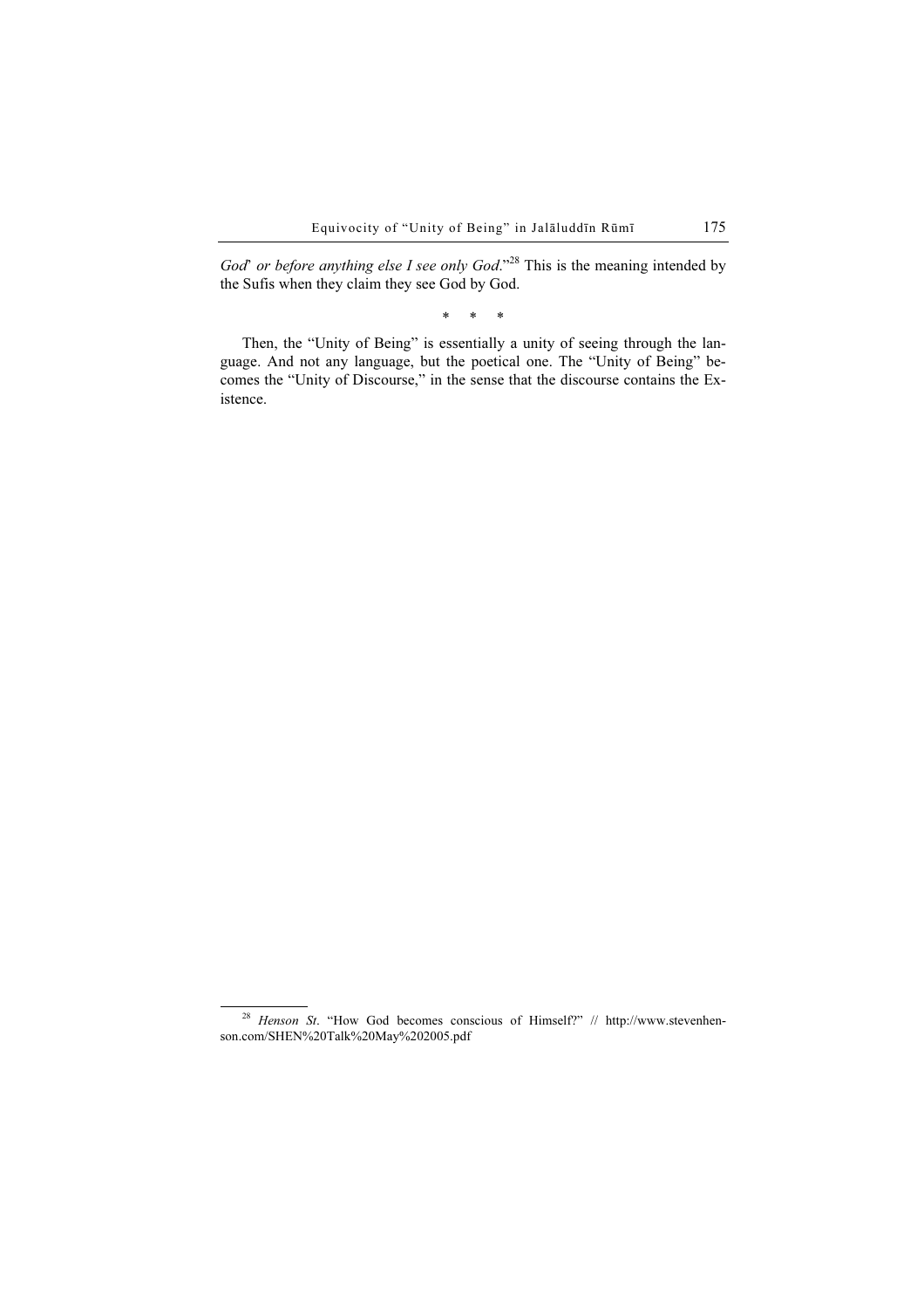*God*' *or before anything else I see only God*."[28] This is the meaning intended by the Sufis when they claim they see God by God.

\* \* \*

Then, the "Unity of Being" is essentially a unity of seeing through the language. And not any language, but the poetical one. The "Unity of Being" becomes the "Unity of Discourse," in the sense that the discourse contains the Existence.

---

[28] *Henson St*. "How God becomes conscious of Himself?" // http://www.stevenhenson.com/SHEN%20Talk%20May%202005.pdf